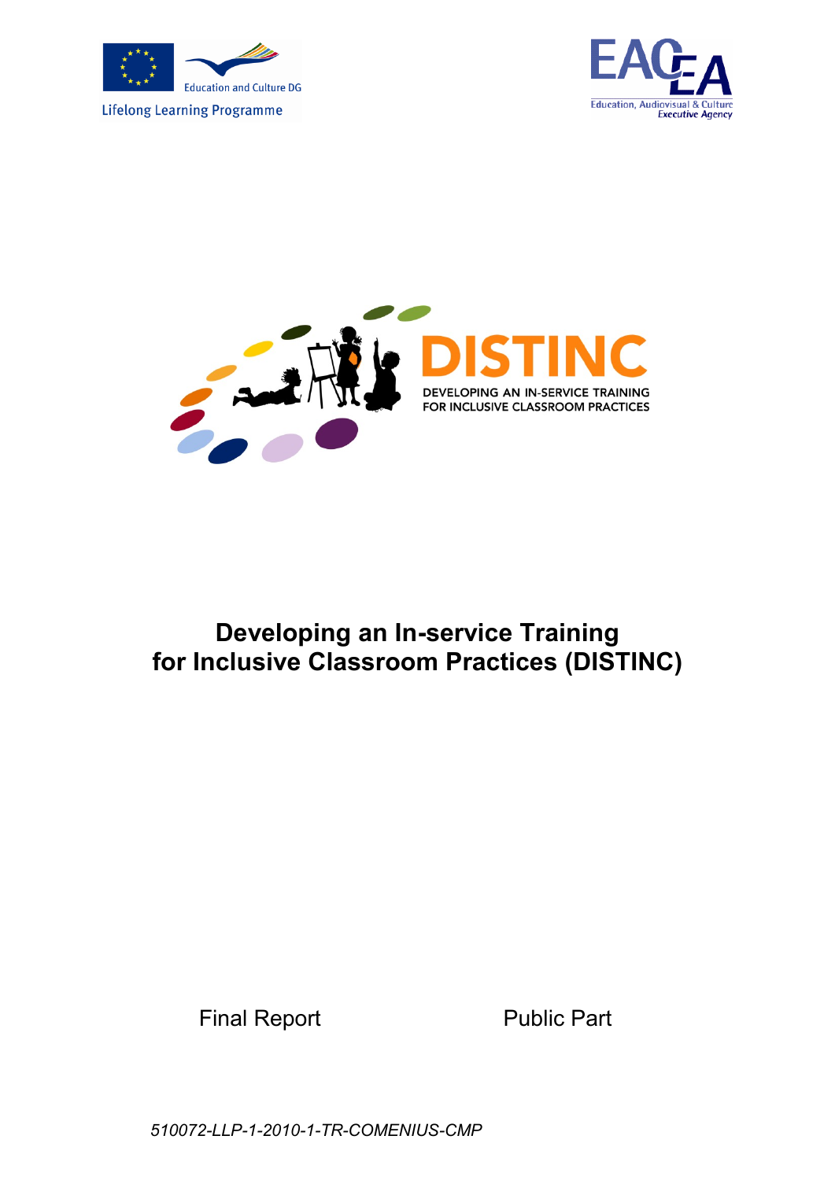Education and Culture DG

Lifelong Learning Programme

EACEA

Education, Audiovisual & Culture Executive Agency

DISTINC

DEVELOPING AN IN-SERVICE TRAINING FOR INCLUSIVE CLASSROOM PRACTICES

# Developing an In-service Training for Inclusive Classroom Practices (DISTINC)

Final Report Public Part

*510072-LLP-1-2010-1-TR-COMENIUS-CMP*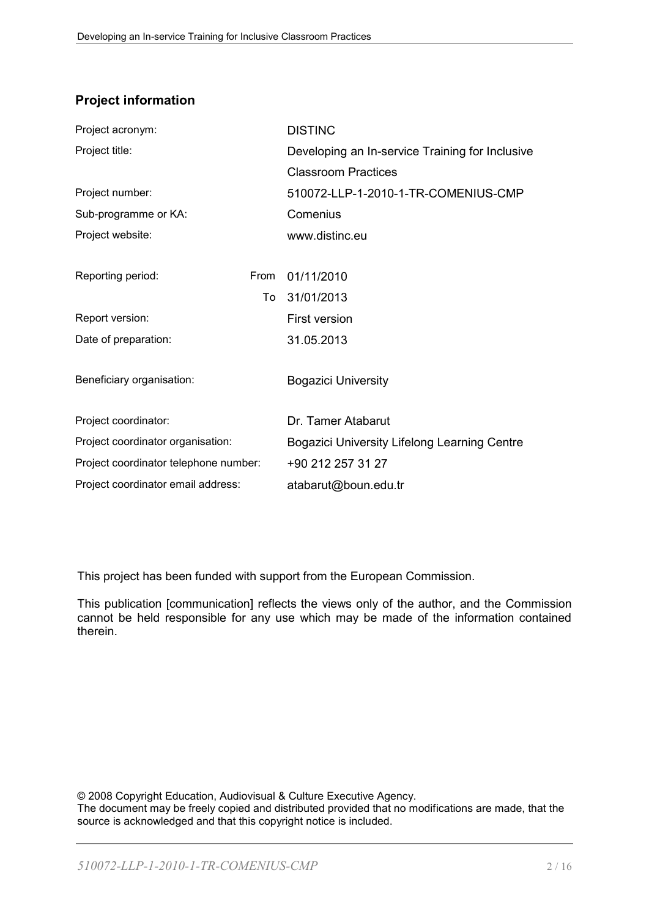## Project information

| | | |
|---|---|---|
| Project acronym: | | DISTINC |
| Project title: | | Developing an In-service Training for Inclusive Classroom Practices |
| Project number: | | 510072-LLP-1-2010-1-TR-COMENIUS-CMP |
| Sub-programme or KA: | | Comenius |
| Project website: | | www.distinc.eu |
| Reporting period: | From | 01/11/2010 |
| | To | 31/01/2013 |
| Report version: | | First version |
| Date of preparation: | | 31.05.2013 |
| Beneficiary organisation: | | Bogazici University |
| Project coordinator: | | Dr. Tamer Atabarut |
| Project coordinator organisation: | | Bogazici University Lifelong Learning Centre |
| Project coordinator telephone number: | | +90 212 257 31 27 |
| Project coordinator email address: | | atabarut@boun.edu.tr |

This project has been funded with support from the European Commission.

This publication [communication] reflects the views only of the author, and the Commission cannot be held responsible for any use which may be made of the information contained therein.

© 2008 Copyright Education, Audiovisual & Culture Executive Agency.
The document may be freely copied and distributed provided that no modifications are made, that the source is acknowledged and that this copyright notice is included.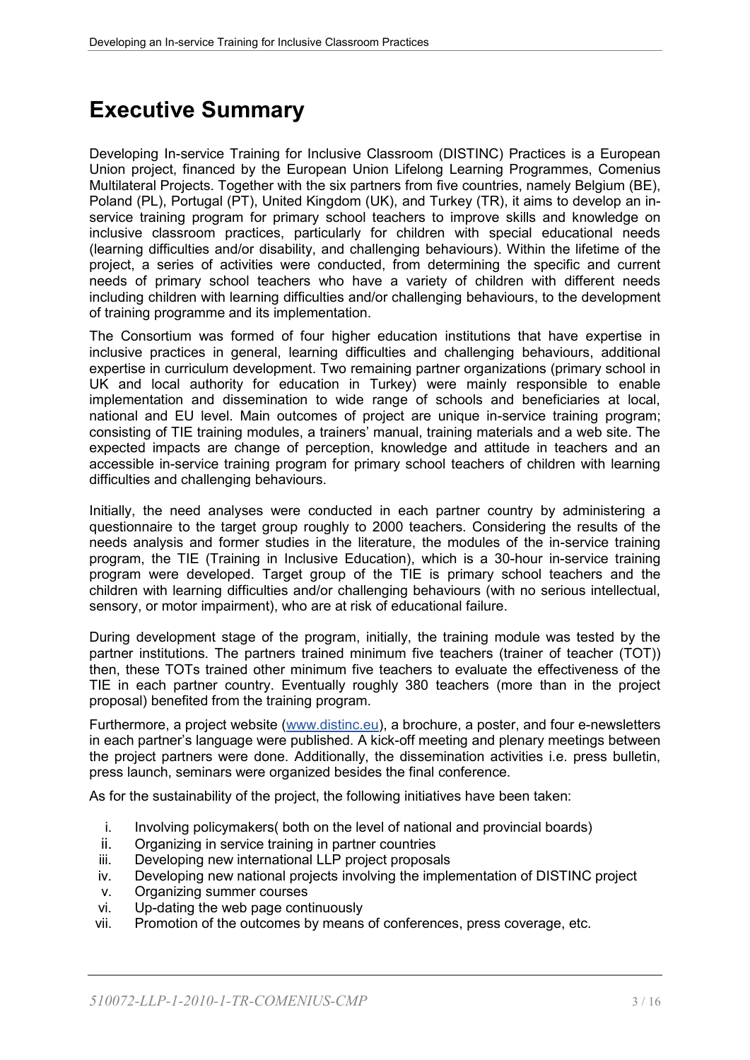# Executive Summary

Developing In-service Training for Inclusive Classroom (DISTINC) Practices is a European Union project, financed by the European Union Lifelong Learning Programmes, Comenius Multilateral Projects. Together with the six partners from five countries, namely Belgium (BE), Poland (PL), Portugal (PT), United Kingdom (UK), and Turkey (TR), it aims to develop an in-service training program for primary school teachers to improve skills and knowledge on inclusive classroom practices, particularly for children with special educational needs (learning difficulties and/or disability, and challenging behaviours). Within the lifetime of the project, a series of activities were conducted, from determining the specific and current needs of primary school teachers who have a variety of children with different needs including children with learning difficulties and/or challenging behaviours, to the development of training programme and its implementation.

The Consortium was formed of four higher education institutions that have expertise in inclusive practices in general, learning difficulties and challenging behaviours, additional expertise in curriculum development. Two remaining partner organizations (primary school in UK and local authority for education in Turkey) were mainly responsible to enable implementation and dissemination to wide range of schools and beneficiaries at local, national and EU level. Main outcomes of project are unique in-service training program; consisting of TIE training modules, a trainers' manual, training materials and a web site. The expected impacts are change of perception, knowledge and attitude in teachers and an accessible in-service training program for primary school teachers of children with learning difficulties and challenging behaviours.

Initially, the need analyses were conducted in each partner country by administering a questionnaire to the target group roughly to 2000 teachers. Considering the results of the needs analysis and former studies in the literature, the modules of the in-service training program, the TIE (Training in Inclusive Education), which is a 30-hour in-service training program were developed. Target group of the TIE is primary school teachers and the children with learning difficulties and/or challenging behaviours (with no serious intellectual, sensory, or motor impairment), who are at risk of educational failure.

During development stage of the program, initially, the training module was tested by the partner institutions. The partners trained minimum five teachers (trainer of teacher (TOT)) then, these TOTs trained other minimum five teachers to evaluate the effectiveness of the TIE in each partner country. Eventually roughly 380 teachers (more than in the project proposal) benefited from the training program.

Furthermore, a project website (www.distinc.eu), a brochure, a poster, and four e-newsletters in each partner's language were published. A kick-off meeting and plenary meetings between the project partners were done. Additionally, the dissemination activities i.e. press bulletin, press launch, seminars were organized besides the final conference.

As for the sustainability of the project, the following initiatives have been taken:

i. Involving policymakers( both on the level of national and provincial boards)
ii. Organizing in service training in partner countries
iii. Developing new international LLP project proposals
iv. Developing new national projects involving the implementation of DISTINC project
v. Organizing summer courses
vi. Up-dating the web page continuously
vii. Promotion of the outcomes by means of conferences, press coverage, etc.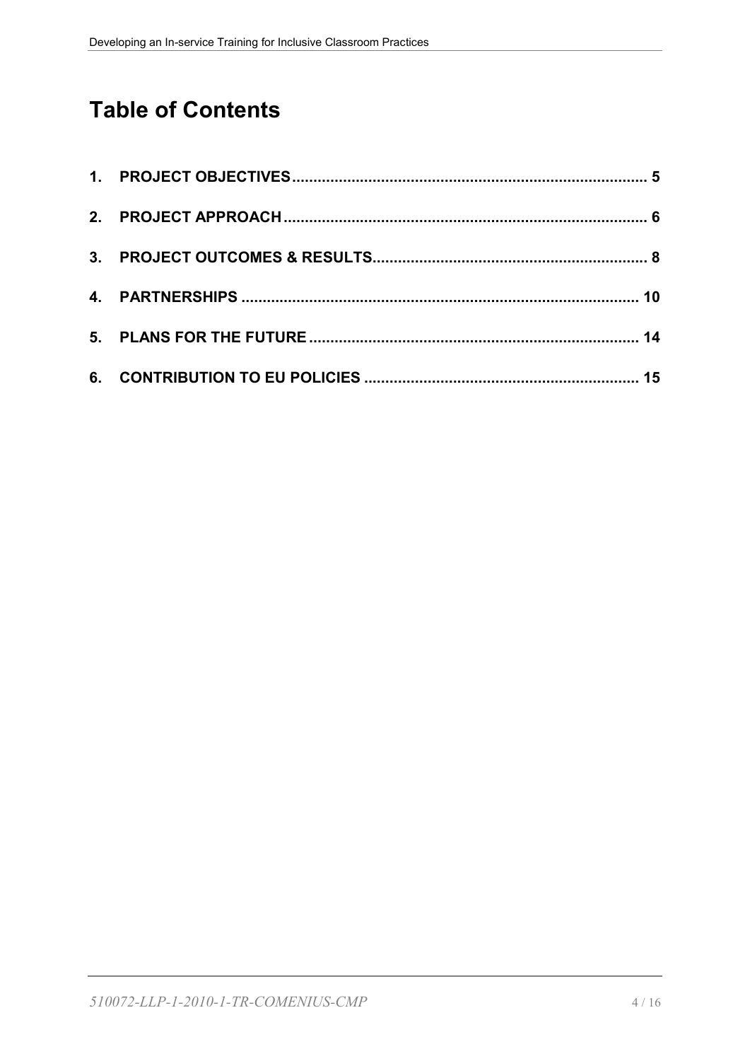# Table of Contents

1. PROJECT OBJECTIVES ........................................................................ 5
2. PROJECT APPROACH ........................................................................ 6
3. PROJECT OUTCOMES & RESULTS ........................................................................ 8
4. PARTNERSHIPS ........................................................................ 10
5. PLANS FOR THE FUTURE ........................................................................ 14
6. CONTRIBUTION TO EU POLICIES ........................................................................ 15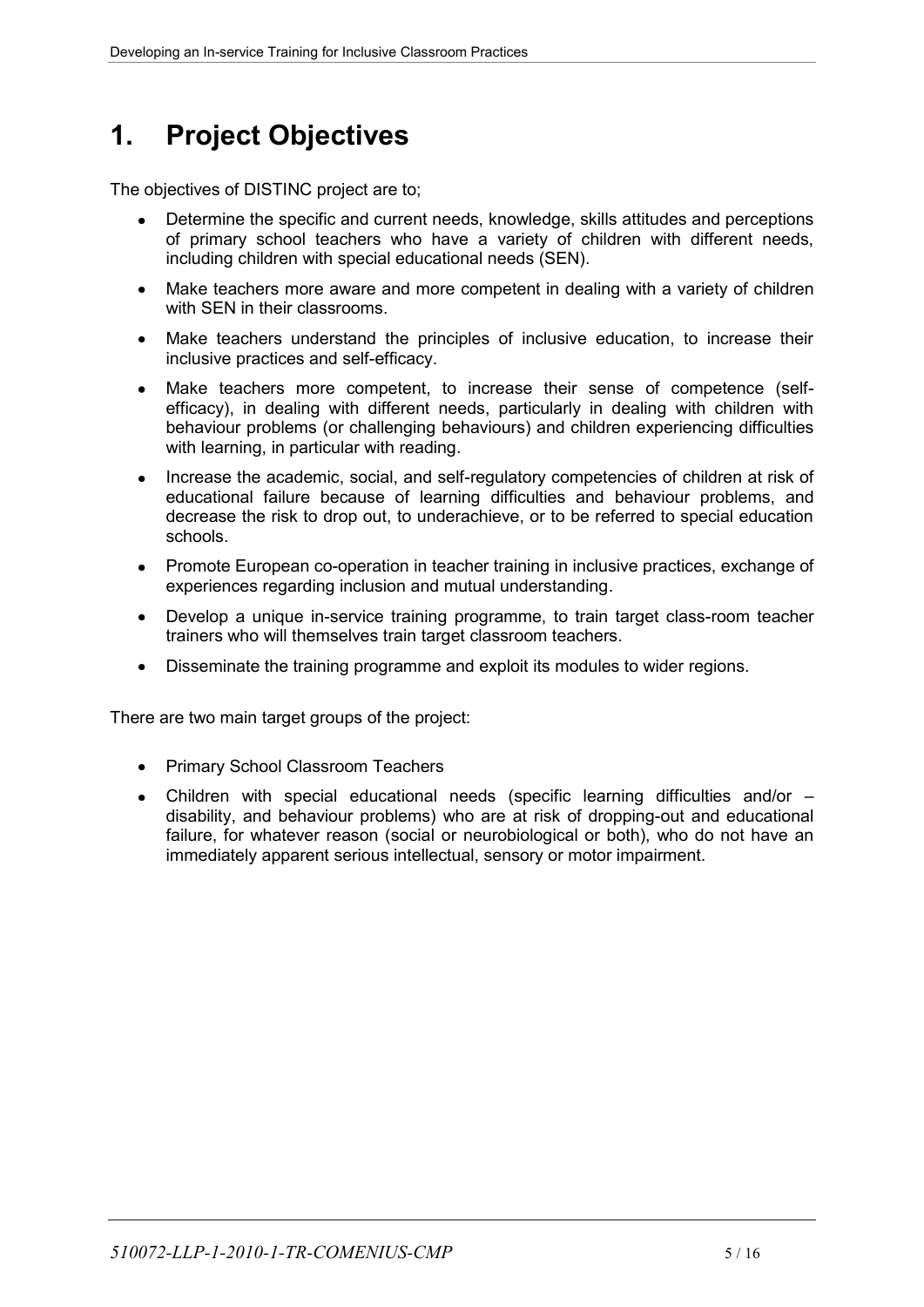# 1. Project Objectives

The objectives of DISTINC project are to;

- Determine the specific and current needs, knowledge, skills attitudes and perceptions of primary school teachers who have a variety of children with different needs, including children with special educational needs (SEN).
- Make teachers more aware and more competent in dealing with a variety of children with SEN in their classrooms.
- Make teachers understand the principles of inclusive education, to increase their inclusive practices and self-efficacy.
- Make teachers more competent, to increase their sense of competence (self-efficacy), in dealing with different needs, particularly in dealing with children with behaviour problems (or challenging behaviours) and children experiencing difficulties with learning, in particular with reading.
- Increase the academic, social, and self-regulatory competencies of children at risk of educational failure because of learning difficulties and behaviour problems, and decrease the risk to drop out, to underachieve, or to be referred to special education schools.
- Promote European co-operation in teacher training in inclusive practices, exchange of experiences regarding inclusion and mutual understanding.
- Develop a unique in-service training programme, to train target class-room teacher trainers who will themselves train target classroom teachers.
- Disseminate the training programme and exploit its modules to wider regions.

There are two main target groups of the project:

- Primary School Classroom Teachers
- Children with special educational needs (specific learning difficulties and/or – disability, and behaviour problems) who are at risk of dropping-out and educational failure, for whatever reason (social or neurobiological or both), who do not have an immediately apparent serious intellectual, sensory or motor impairment.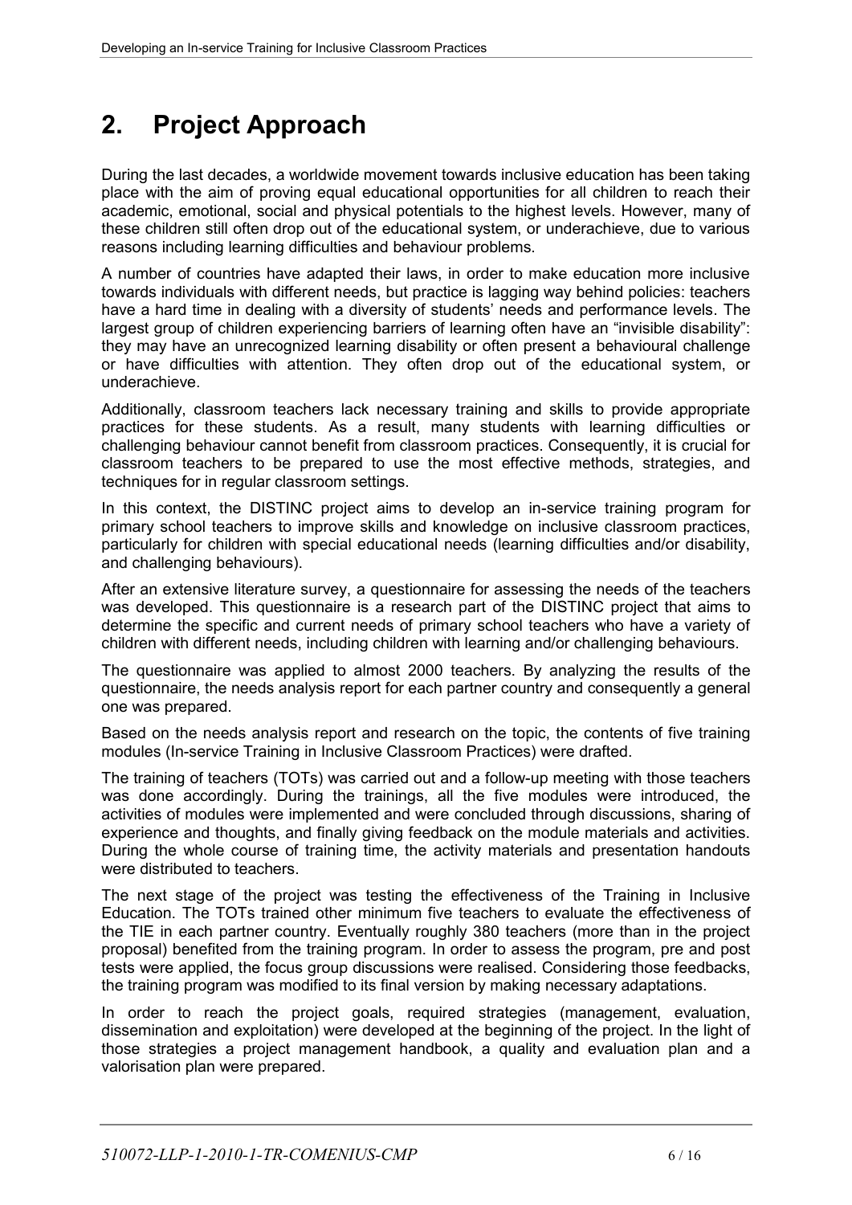# 2. Project Approach

During the last decades, a worldwide movement towards inclusive education has been taking place with the aim of proving equal educational opportunities for all children to reach their academic, emotional, social and physical potentials to the highest levels. However, many of these children still often drop out of the educational system, or underachieve, due to various reasons including learning difficulties and behaviour problems.

A number of countries have adapted their laws, in order to make education more inclusive towards individuals with different needs, but practice is lagging way behind policies: teachers have a hard time in dealing with a diversity of students' needs and performance levels. The largest group of children experiencing barriers of learning often have an "invisible disability": they may have an unrecognized learning disability or often present a behavioural challenge or have difficulties with attention. They often drop out of the educational system, or underachieve.

Additionally, classroom teachers lack necessary training and skills to provide appropriate practices for these students. As a result, many students with learning difficulties or challenging behaviour cannot benefit from classroom practices. Consequently, it is crucial for classroom teachers to be prepared to use the most effective methods, strategies, and techniques for in regular classroom settings.

In this context, the DISTINC project aims to develop an in-service training program for primary school teachers to improve skills and knowledge on inclusive classroom practices, particularly for children with special educational needs (learning difficulties and/or disability, and challenging behaviours).

After an extensive literature survey, a questionnaire for assessing the needs of the teachers was developed. This questionnaire is a research part of the DISTINC project that aims to determine the specific and current needs of primary school teachers who have a variety of children with different needs, including children with learning and/or challenging behaviours.

The questionnaire was applied to almost 2000 teachers. By analyzing the results of the questionnaire, the needs analysis report for each partner country and consequently a general one was prepared.

Based on the needs analysis report and research on the topic, the contents of five training modules (In-service Training in Inclusive Classroom Practices) were drafted.

The training of teachers (TOTs) was carried out and a follow-up meeting with those teachers was done accordingly. During the trainings, all the five modules were introduced, the activities of modules were implemented and were concluded through discussions, sharing of experience and thoughts, and finally giving feedback on the module materials and activities. During the whole course of training time, the activity materials and presentation handouts were distributed to teachers.

The next stage of the project was testing the effectiveness of the Training in Inclusive Education. The TOTs trained other minimum five teachers to evaluate the effectiveness of the TIE in each partner country. Eventually roughly 380 teachers (more than in the project proposal) benefited from the training program. In order to assess the program, pre and post tests were applied, the focus group discussions were realised. Considering those feedbacks, the training program was modified to its final version by making necessary adaptations.

In order to reach the project goals, required strategies (management, evaluation, dissemination and exploitation) were developed at the beginning of the project. In the light of those strategies a project management handbook, a quality and evaluation plan and a valorisation plan were prepared.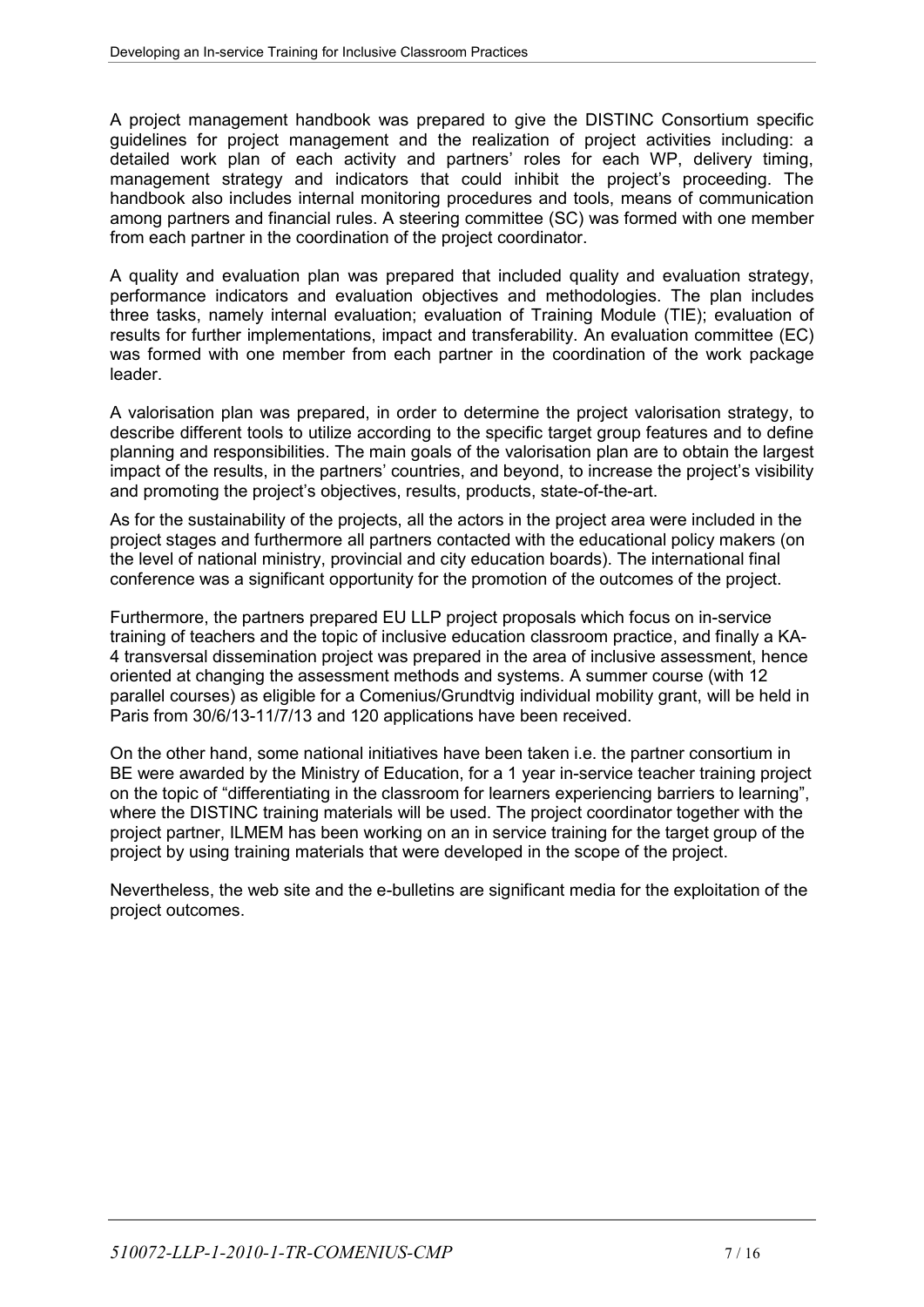A project management handbook was prepared to give the DISTINC Consortium specific guidelines for project management and the realization of project activities including: a detailed work plan of each activity and partners' roles for each WP, delivery timing, management strategy and indicators that could inhibit the project's proceeding. The handbook also includes internal monitoring procedures and tools, means of communication among partners and financial rules. A steering committee (SC) was formed with one member from each partner in the coordination of the project coordinator.

A quality and evaluation plan was prepared that included quality and evaluation strategy, performance indicators and evaluation objectives and methodologies. The plan includes three tasks, namely internal evaluation; evaluation of Training Module (TIE); evaluation of results for further implementations, impact and transferability. An evaluation committee (EC) was formed with one member from each partner in the coordination of the work package leader.

A valorisation plan was prepared, in order to determine the project valorisation strategy, to describe different tools to utilize according to the specific target group features and to define planning and responsibilities. The main goals of the valorisation plan are to obtain the largest impact of the results, in the partners' countries, and beyond, to increase the project's visibility and promoting the project's objectives, results, products, state-of-the-art.

As for the sustainability of the projects, all the actors in the project area were included in the project stages and furthermore all partners contacted with the educational policy makers (on the level of national ministry, provincial and city education boards). The international final conference was a significant opportunity for the promotion of the outcomes of the project.

Furthermore, the partners prepared EU LLP project proposals which focus on in-service training of teachers and the topic of inclusive education classroom practice, and finally a KA-4 transversal dissemination project was prepared in the area of inclusive assessment, hence oriented at changing the assessment methods and systems. A summer course (with 12 parallel courses) as eligible for a Comenius/Grundtvig individual mobility grant, will be held in Paris from 30/6/13-11/7/13 and 120 applications have been received.

On the other hand, some national initiatives have been taken i.e. the partner consortium in BE were awarded by the Ministry of Education, for a 1 year in-service teacher training project on the topic of "differentiating in the classroom for learners experiencing barriers to learning", where the DISTINC training materials will be used. The project coordinator together with the project partner, ILMEM has been working on an in service training for the target group of the project by using training materials that were developed in the scope of the project.

Nevertheless, the web site and the e-bulletins are significant media for the exploitation of the project outcomes.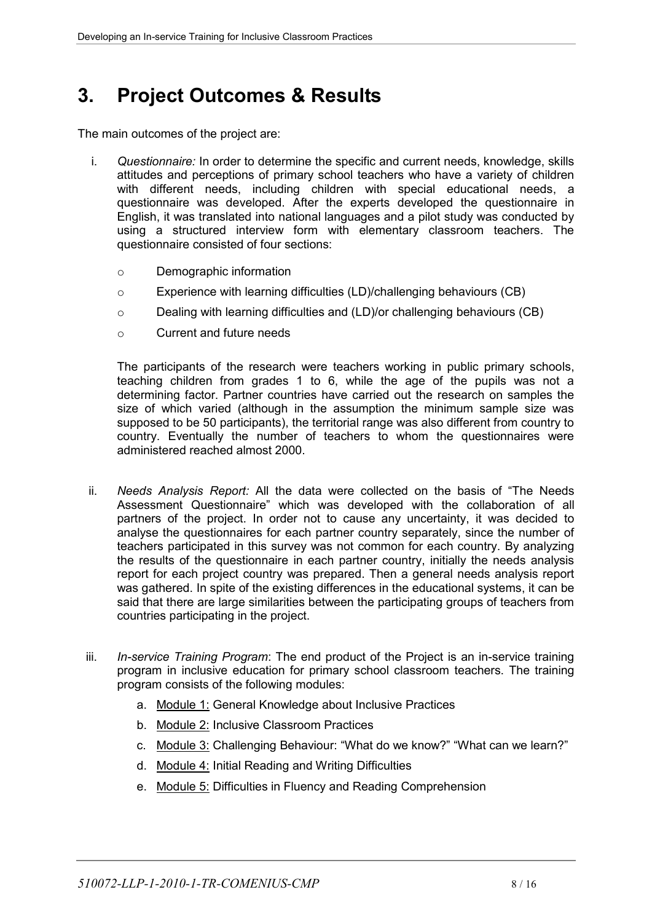# 3. Project Outcomes & Results

The main outcomes of the project are:

i. *Questionnaire:* In order to determine the specific and current needs, knowledge, skills attitudes and perceptions of primary school teachers who have a variety of children with different needs, including children with special educational needs, a questionnaire was developed. After the experts developed the questionnaire in English, it was translated into national languages and a pilot study was conducted by using a structured interview form with elementary classroom teachers. The questionnaire consisted of four sections:

   - Demographic information
   - Experience with learning difficulties (LD)/challenging behaviours (CB)
   - Dealing with learning difficulties and (LD)/or challenging behaviours (CB)
   - Current and future needs

   The participants of the research were teachers working in public primary schools, teaching children from grades 1 to 6, while the age of the pupils was not a determining factor. Partner countries have carried out the research on samples the size of which varied (although in the assumption the minimum sample size was supposed to be 50 participants), the territorial range was also different from country to country. Eventually the number of teachers to whom the questionnaires were administered reached almost 2000.

ii. *Needs Analysis Report:* All the data were collected on the basis of "The Needs Assessment Questionnaire" which was developed with the collaboration of all partners of the project. In order not to cause any uncertainty, it was decided to analyse the questionnaires for each partner country separately, since the number of teachers participated in this survey was not common for each country. By analyzing the results of the questionnaire in each partner country, initially the needs analysis report for each project country was prepared. Then a general needs analysis report was gathered. In spite of the existing differences in the educational systems, it can be said that there are large similarities between the participating groups of teachers from countries participating in the project.

iii. *In-service Training Program*: The end product of the Project is an in-service training program in inclusive education for primary school classroom teachers. The training program consists of the following modules:

   a. Module 1: General Knowledge about Inclusive Practices
   b. Module 2: Inclusive Classroom Practices
   c. Module 3: Challenging Behaviour: "What do we know?" "What can we learn?"
   d. Module 4: Initial Reading and Writing Difficulties
   e. Module 5: Difficulties in Fluency and Reading Comprehension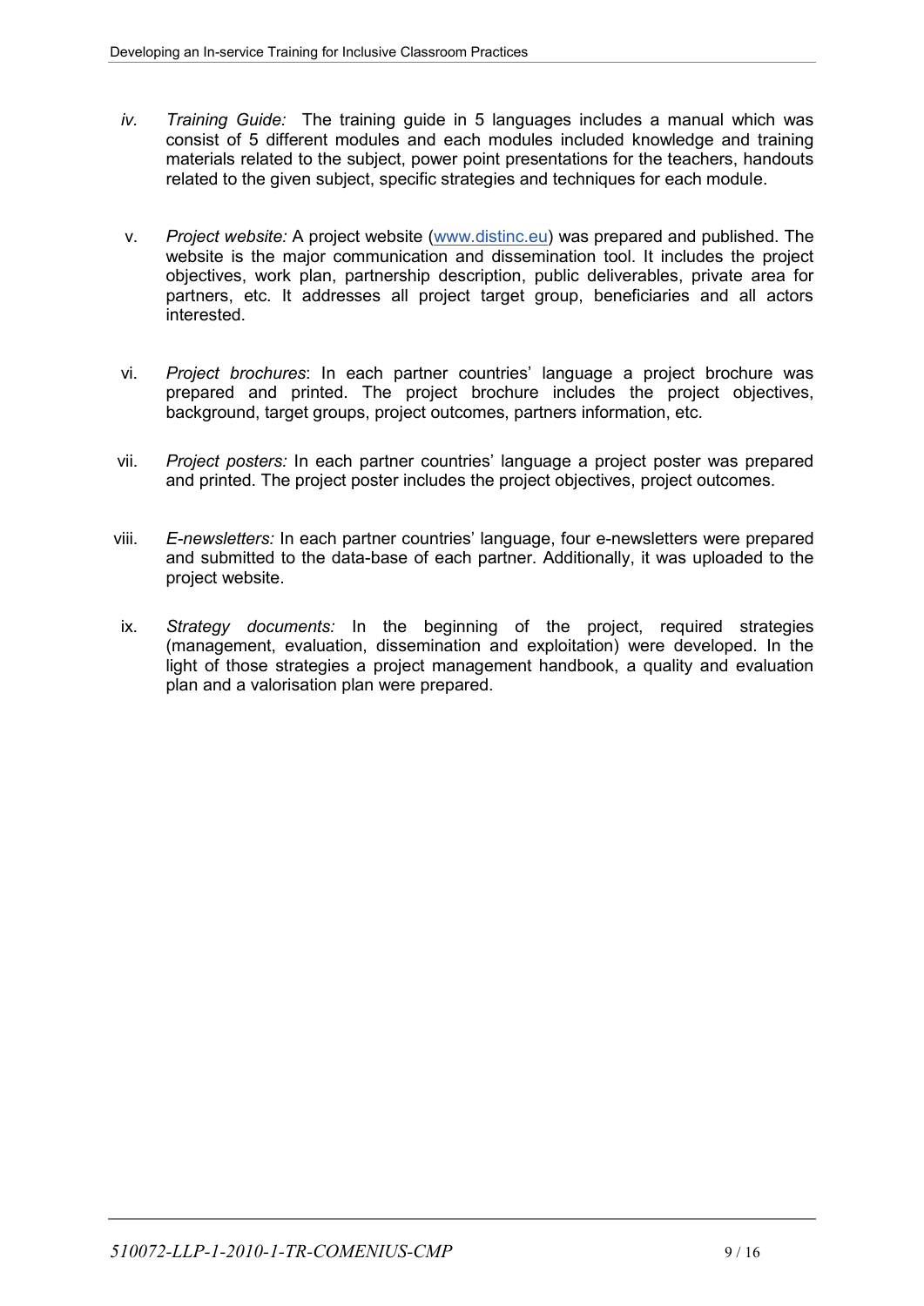iv. *Training Guide:* The training guide in 5 languages includes a manual which was consist of 5 different modules and each modules included knowledge and training materials related to the subject, power point presentations for the teachers, handouts related to the given subject, specific strategies and techniques for each module.

v. *Project website:* A project website ([www.distinc.eu](http://www.distinc.eu)) was prepared and published. The website is the major communication and dissemination tool. It includes the project objectives, work plan, partnership description, public deliverables, private area for partners, etc. It addresses all project target group, beneficiaries and all actors interested.

vi. *Project brochures*: In each partner countries' language a project brochure was prepared and printed. The project brochure includes the project objectives, background, target groups, project outcomes, partners information, etc.

vii. *Project posters:* In each partner countries' language a project poster was prepared and printed. The project poster includes the project objectives, project outcomes.

viii. *E-newsletters:* In each partner countries' language, four e-newsletters were prepared and submitted to the data-base of each partner. Additionally, it was uploaded to the project website.

ix. *Strategy documents:* In the beginning of the project, required strategies (management, evaluation, dissemination and exploitation) were developed. In the light of those strategies a project management handbook, a quality and evaluation plan and a valorisation plan were prepared.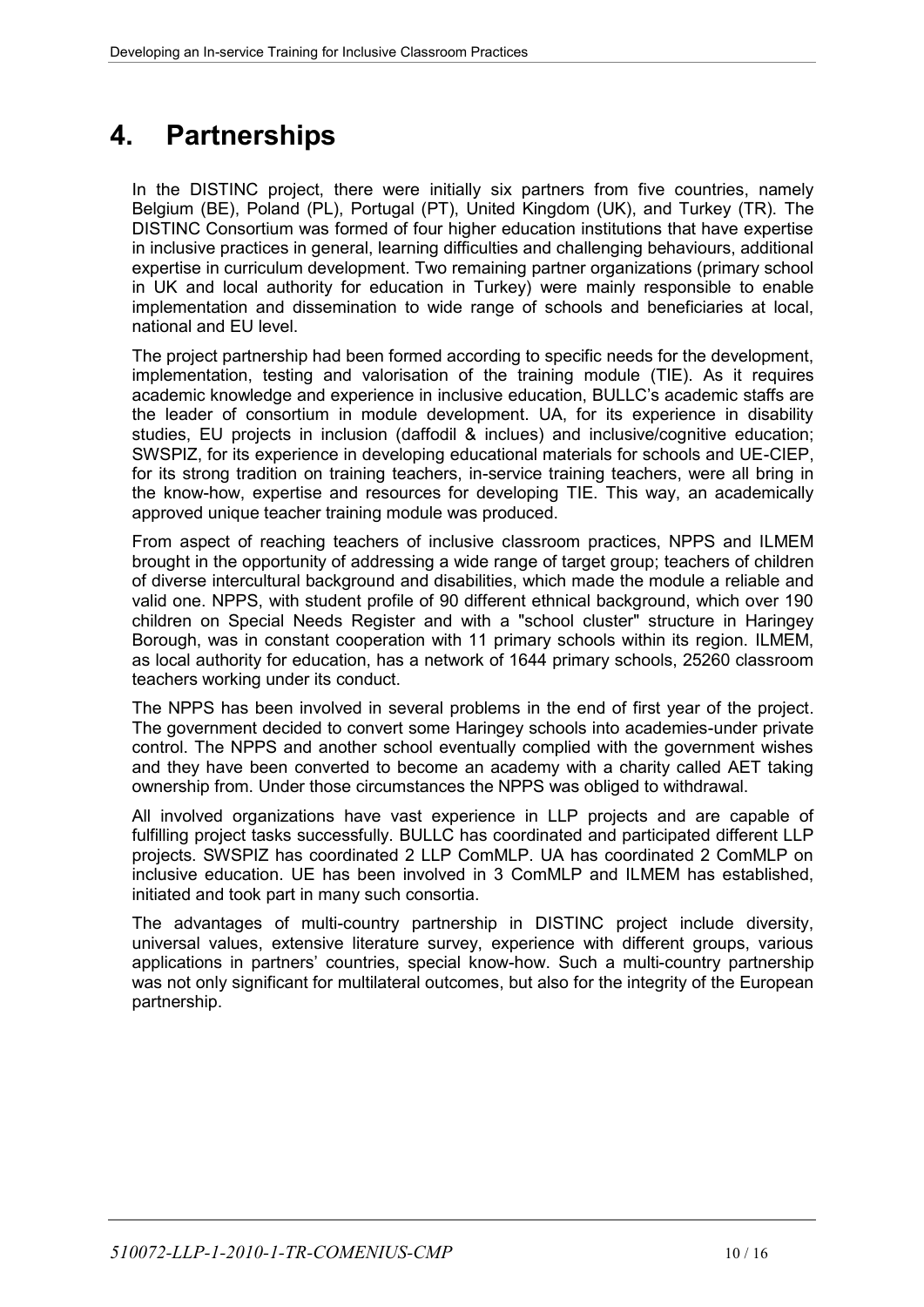# 4. Partnerships

In the DISTINC project, there were initially six partners from five countries, namely Belgium (BE), Poland (PL), Portugal (PT), United Kingdom (UK), and Turkey (TR). The DISTINC Consortium was formed of four higher education institutions that have expertise in inclusive practices in general, learning difficulties and challenging behaviours, additional expertise in curriculum development. Two remaining partner organizations (primary school in UK and local authority for education in Turkey) were mainly responsible to enable implementation and dissemination to wide range of schools and beneficiaries at local, national and EU level.

The project partnership had been formed according to specific needs for the development, implementation, testing and valorisation of the training module (TIE). As it requires academic knowledge and experience in inclusive education, BULLC's academic staffs are the leader of consortium in module development. UA, for its experience in disability studies, EU projects in inclusion (daffodil & inclues) and inclusive/cognitive education; SWSPIZ, for its experience in developing educational materials for schools and UE-CIEP, for its strong tradition on training teachers, in-service training teachers, were all bring in the know-how, expertise and resources for developing TIE. This way, an academically approved unique teacher training module was produced.

From aspect of reaching teachers of inclusive classroom practices, NPPS and ILMEM brought in the opportunity of addressing a wide range of target group; teachers of children of diverse intercultural background and disabilities, which made the module a reliable and valid one. NPPS, with student profile of 90 different ethnical background, which over 190 children on Special Needs Register and with a "school cluster" structure in Haringey Borough, was in constant cooperation with 11 primary schools within its region. ILMEM, as local authority for education, has a network of 1644 primary schools, 25260 classroom teachers working under its conduct.

The NPPS has been involved in several problems in the end of first year of the project. The government decided to convert some Haringey schools into academies-under private control. The NPPS and another school eventually complied with the government wishes and they have been converted to become an academy with a charity called AET taking ownership from. Under those circumstances the NPPS was obliged to withdrawal.

All involved organizations have vast experience in LLP projects and are capable of fulfilling project tasks successfully. BULLC has coordinated and participated different LLP projects. SWSPIZ has coordinated 2 LLP ComMLP. UA has coordinated 2 ComMLP on inclusive education. UE has been involved in 3 ComMLP and ILMEM has established, initiated and took part in many such consortia.

The advantages of multi-country partnership in DISTINC project include diversity, universal values, extensive literature survey, experience with different groups, various applications in partners' countries, special know-how. Such a multi-country partnership was not only significant for multilateral outcomes, but also for the integrity of the European partnership.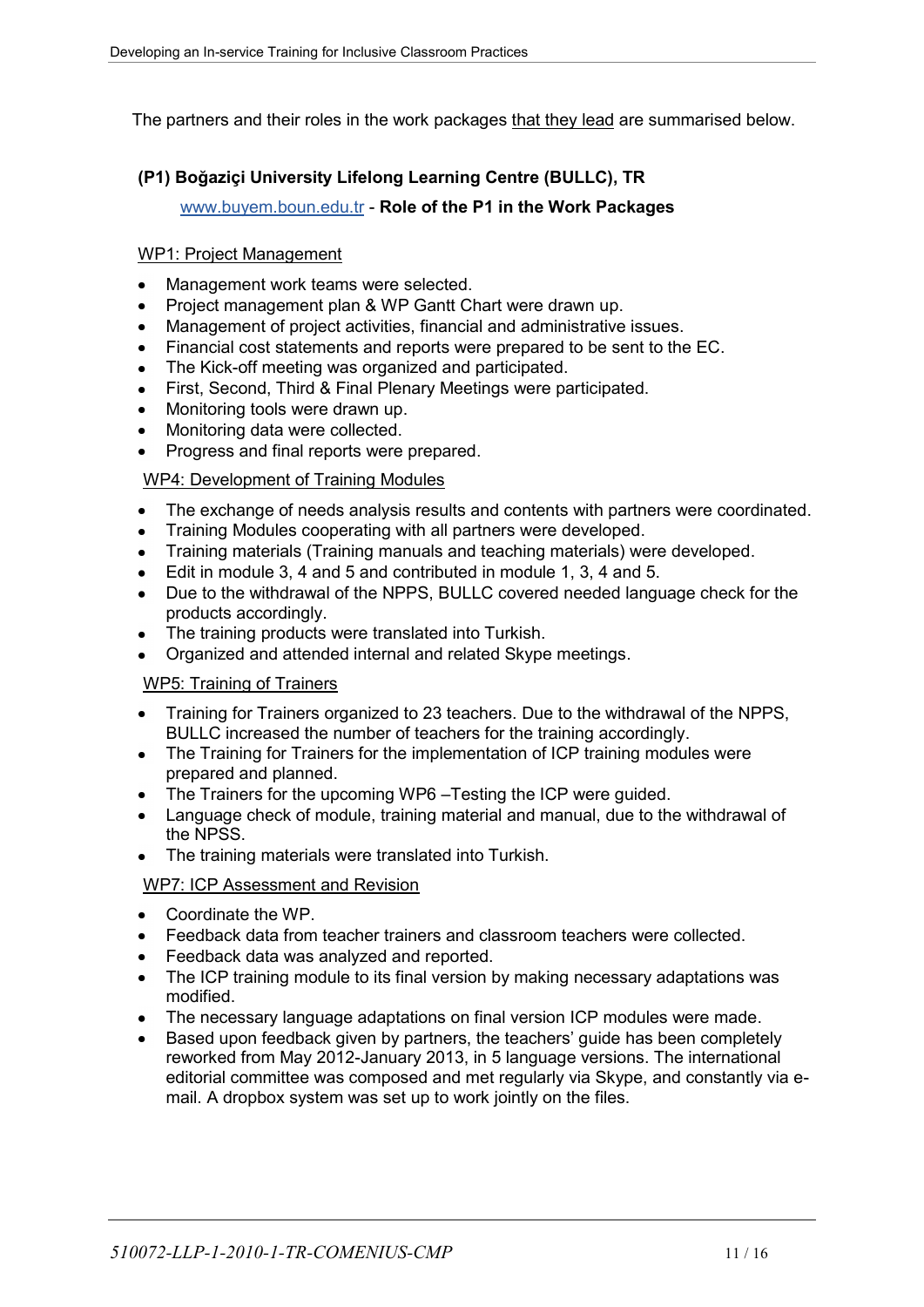The partners and their roles in the work packages that they lead are summarised below.

### (P1) Boğaziçi University Lifelong Learning Centre (BULLC), TR

www.buyem.boun.edu.tr - **Role of the P1 in the Work Packages**

WP1: Project Management

- Management work teams were selected.
- Project management plan & WP Gantt Chart were drawn up.
- Management of project activities, financial and administrative issues.
- Financial cost statements and reports were prepared to be sent to the EC.
- The Kick-off meeting was organized and participated.
- First, Second, Third & Final Plenary Meetings were participated.
- Monitoring tools were drawn up.
- Monitoring data were collected.
- Progress and final reports were prepared.

WP4: Development of Training Modules

- The exchange of needs analysis results and contents with partners were coordinated.
- Training Modules cooperating with all partners were developed.
- Training materials (Training manuals and teaching materials) were developed.
- Edit in module 3, 4 and 5 and contributed in module 1, 3, 4 and 5.
- Due to the withdrawal of the NPPS, BULLC covered needed language check for the products accordingly.
- The training products were translated into Turkish.
- Organized and attended internal and related Skype meetings.

WP5: Training of Trainers

- Training for Trainers organized to 23 teachers. Due to the withdrawal of the NPPS, BULLC increased the number of teachers for the training accordingly.
- The Training for Trainers for the implementation of ICP training modules were prepared and planned.
- The Trainers for the upcoming WP6 –Testing the ICP were guided.
- Language check of module, training material and manual, due to the withdrawal of the NPSS.
- The training materials were translated into Turkish.

WP7: ICP Assessment and Revision

- Coordinate the WP.
- Feedback data from teacher trainers and classroom teachers were collected.
- Feedback data was analyzed and reported.
- The ICP training module to its final version by making necessary adaptations was modified.
- The necessary language adaptations on final version ICP modules were made.
- Based upon feedback given by partners, the teachers' guide has been completely reworked from May 2012-January 2013, in 5 language versions. The international editorial committee was composed and met regularly via Skype, and constantly via e-mail. A dropbox system was set up to work jointly on the files.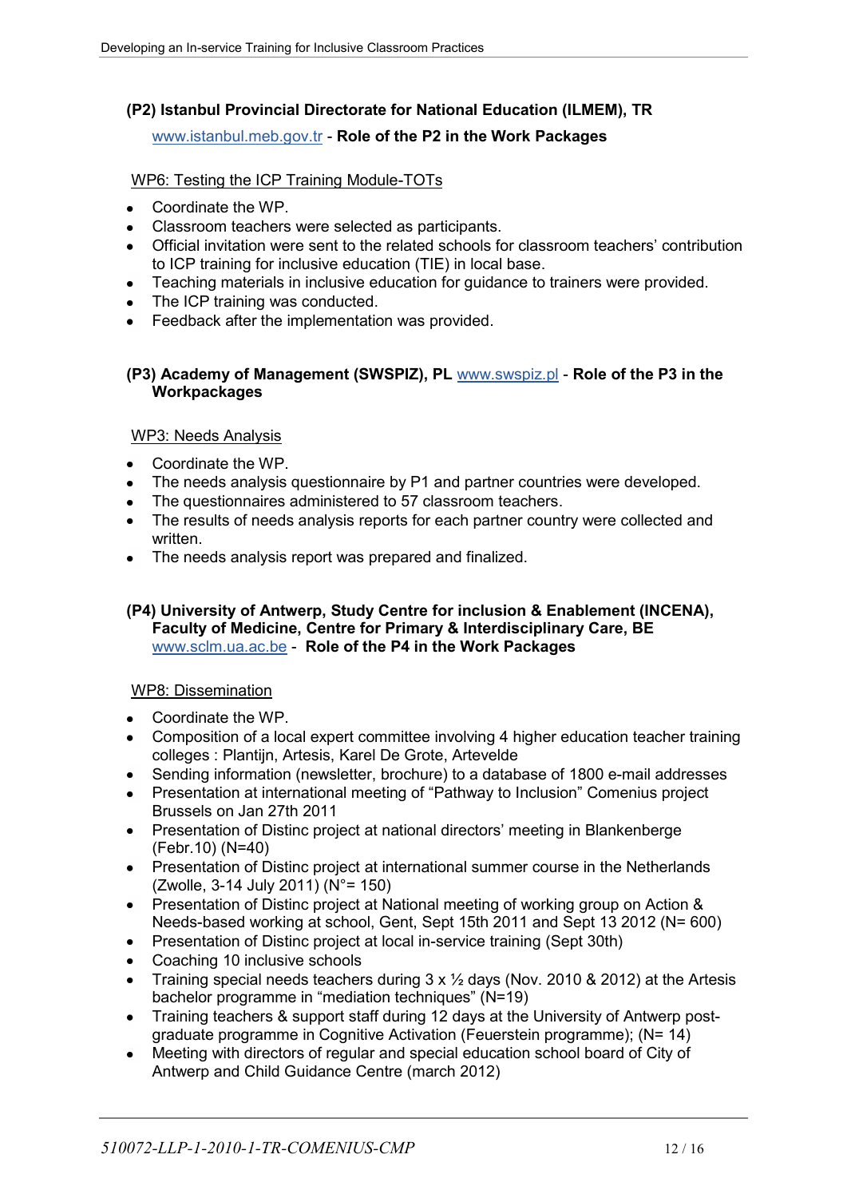**(P2) Istanbul Provincial Directorate for National Education (ILMEM), TR**
[www.istanbul.meb.gov.tr](http://www.istanbul.meb.gov.tr) - **Role of the P2 in the Work Packages**

<u>WP6: Testing the ICP Training Module-TOTs</u>

- Coordinate the WP.
- Classroom teachers were selected as participants.
- Official invitation were sent to the related schools for classroom teachers' contribution to ICP training for inclusive education (TIE) in local base.
- Teaching materials in inclusive education for guidance to trainers were provided.
- The ICP training was conducted.
- Feedback after the implementation was provided.

**(P3) Academy of Management (SWSPIZ), PL** [www.swspiz.pl](http://www.swspiz.pl) - **Role of the P3 in the Workpackages**

<u>WP3: Needs Analysis</u>

- Coordinate the WP.
- The needs analysis questionnaire by P1 and partner countries were developed.
- The questionnaires administered to 57 classroom teachers.
- The results of needs analysis reports for each partner country were collected and written.
- The needs analysis report was prepared and finalized.

**(P4) University of Antwerp, Study Centre for inclusion & Enablement (INCENA), Faculty of Medicine, Centre for Primary & Interdisciplinary Care, BE**
[www.sclm.ua.ac.be](http://www.sclm.ua.ac.be) - **Role of the P4 in the Work Packages**

<u>WP8: Dissemination</u>

- Coordinate the WP.
- Composition of a local expert committee involving 4 higher education teacher training colleges : Plantijn, Artesis, Karel De Grote, Artevelde
- Sending information (newsletter, brochure) to a database of 1800 e-mail addresses
- Presentation at international meeting of "Pathway to Inclusion" Comenius project Brussels on Jan 27th 2011
- Presentation of Distinc project at national directors' meeting in Blankenberge (Febr.10) (N=40)
- Presentation of Distinc project at international summer course in the Netherlands (Zwolle, 3-14 July 2011) (N°= 150)
- Presentation of Distinc project at National meeting of working group on Action & Needs-based working at school, Gent, Sept 15th 2011 and Sept 13 2012 (N= 600)
- Presentation of Distinc project at local in-service training (Sept 30th)
- Coaching 10 inclusive schools
- Training special needs teachers during 3 x ½ days (Nov. 2010 & 2012) at the Artesis bachelor programme in "mediation techniques" (N=19)
- Training teachers & support staff during 12 days at the University of Antwerp post-graduate programme in Cognitive Activation (Feuerstein programme); (N= 14)
- Meeting with directors of regular and special education school board of City of Antwerp and Child Guidance Centre (march 2012)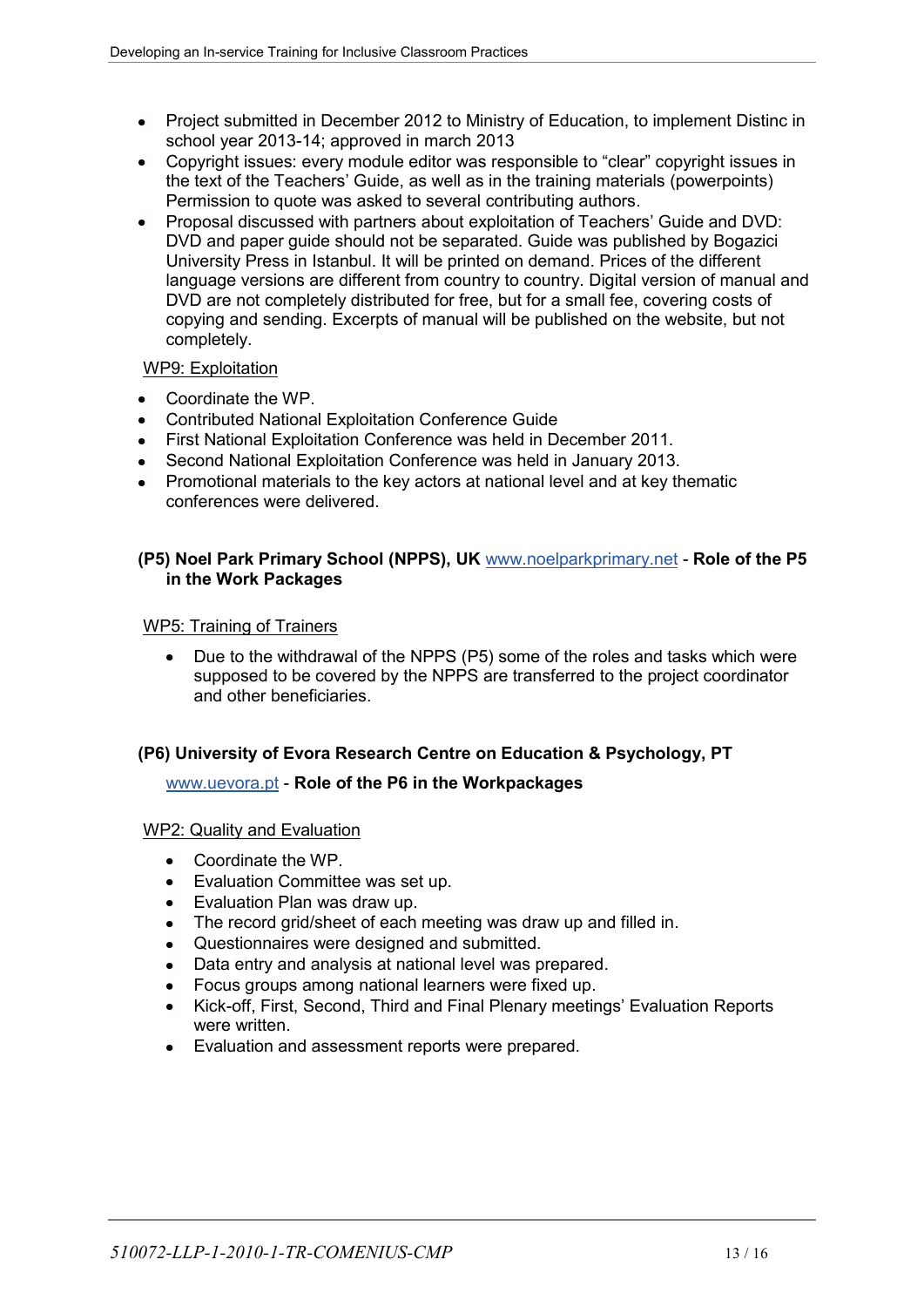- Project submitted in December 2012 to Ministry of Education, to implement Distinc in school year 2013-14; approved in march 2013
- Copyright issues: every module editor was responsible to "clear" copyright issues in the text of the Teachers' Guide, as well as in the training materials (powerpoints) Permission to quote was asked to several contributing authors.
- Proposal discussed with partners about exploitation of Teachers' Guide and DVD: DVD and paper guide should not be separated. Guide was published by Bogazici University Press in Istanbul. It will be printed on demand. Prices of the different language versions are different from country to country. Digital version of manual and DVD are not completely distributed for free, but for a small fee, covering costs of copying and sending. Excerpts of manual will be published on the website, but not completely.

WP9: Exploitation

- Coordinate the WP.
- Contributed National Exploitation Conference Guide
- First National Exploitation Conference was held in December 2011.
- Second National Exploitation Conference was held in January 2013.
- Promotional materials to the key actors at national level and at key thematic conferences were delivered.

**(P5) Noel Park Primary School (NPPS), UK** www.noelparkprimary.net - **Role of the P5 in the Work Packages**

WP5: Training of Trainers

- Due to the withdrawal of the NPPS (P5) some of the roles and tasks which were supposed to be covered by the NPPS are transferred to the project coordinator and other beneficiaries.

**(P6) University of Evora Research Centre on Education & Psychology, PT**

www.uevora.pt - **Role of the P6 in the Workpackages**

WP2: Quality and Evaluation

- Coordinate the WP.
- Evaluation Committee was set up.
- Evaluation Plan was draw up.
- The record grid/sheet of each meeting was draw up and filled in.
- Questionnaires were designed and submitted.
- Data entry and analysis at national level was prepared.
- Focus groups among national learners were fixed up.
- Kick-off, First, Second, Third and Final Plenary meetings' Evaluation Reports were written.
- Evaluation and assessment reports were prepared.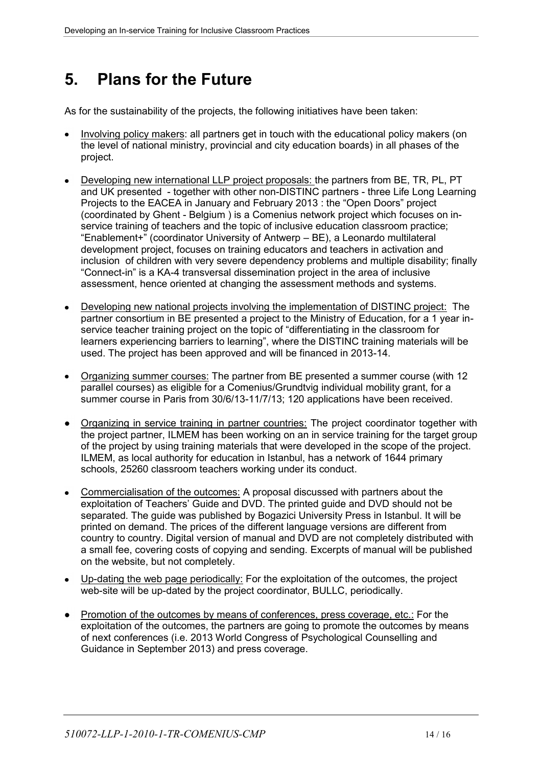# 5. Plans for the Future

As for the sustainability of the projects, the following initiatives have been taken:

- Involving policy makers: all partners get in touch with the educational policy makers (on the level of national ministry, provincial and city education boards) in all phases of the project.
- Developing new international LLP project proposals: the partners from BE, TR, PL, PT and UK presented - together with other non-DISTINC partners - three Life Long Learning Projects to the EACEA in January and February 2013 : the "Open Doors" project (coordinated by Ghent - Belgium ) is a Comenius network project which focuses on in-service training of teachers and the topic of inclusive education classroom practice; "Enablement+" (coordinator University of Antwerp – BE), a Leonardo multilateral development project, focuses on training educators and teachers in activation and inclusion of children with very severe dependency problems and multiple disability; finally "Connect-in" is a KA-4 transversal dissemination project in the area of inclusive assessment, hence oriented at changing the assessment methods and systems.
- Developing new national projects involving the implementation of DISTINC project: The partner consortium in BE presented a project to the Ministry of Education, for a 1 year in-service teacher training project on the topic of "differentiating in the classroom for learners experiencing barriers to learning", where the DISTINC training materials will be used. The project has been approved and will be financed in 2013-14.
- Organizing summer courses: The partner from BE presented a summer course (with 12 parallel courses) as eligible for a Comenius/Grundtvig individual mobility grant, for a summer course in Paris from 30/6/13-11/7/13; 120 applications have been received.
- Organizing in service training in partner countries: The project coordinator together with the project partner, ILMEM has been working on an in service training for the target group of the project by using training materials that were developed in the scope of the project. ILMEM, as local authority for education in Istanbul, has a network of 1644 primary schools, 25260 classroom teachers working under its conduct.
- Commercialisation of the outcomes: A proposal discussed with partners about the exploitation of Teachers' Guide and DVD. The printed guide and DVD should not be separated. The guide was published by Bogazici University Press in Istanbul. It will be printed on demand. The prices of the different language versions are different from country to country. Digital version of manual and DVD are not completely distributed with a small fee, covering costs of copying and sending. Excerpts of manual will be published on the website, but not completely.
- Up-dating the web page periodically: For the exploitation of the outcomes, the project web-site will be up-dated by the project coordinator, BULLC, periodically.
- Promotion of the outcomes by means of conferences, press coverage, etc.: For the exploitation of the outcomes, the partners are going to promote the outcomes by means of next conferences (i.e. 2013 World Congress of Psychological Counselling and Guidance in September 2013) and press coverage.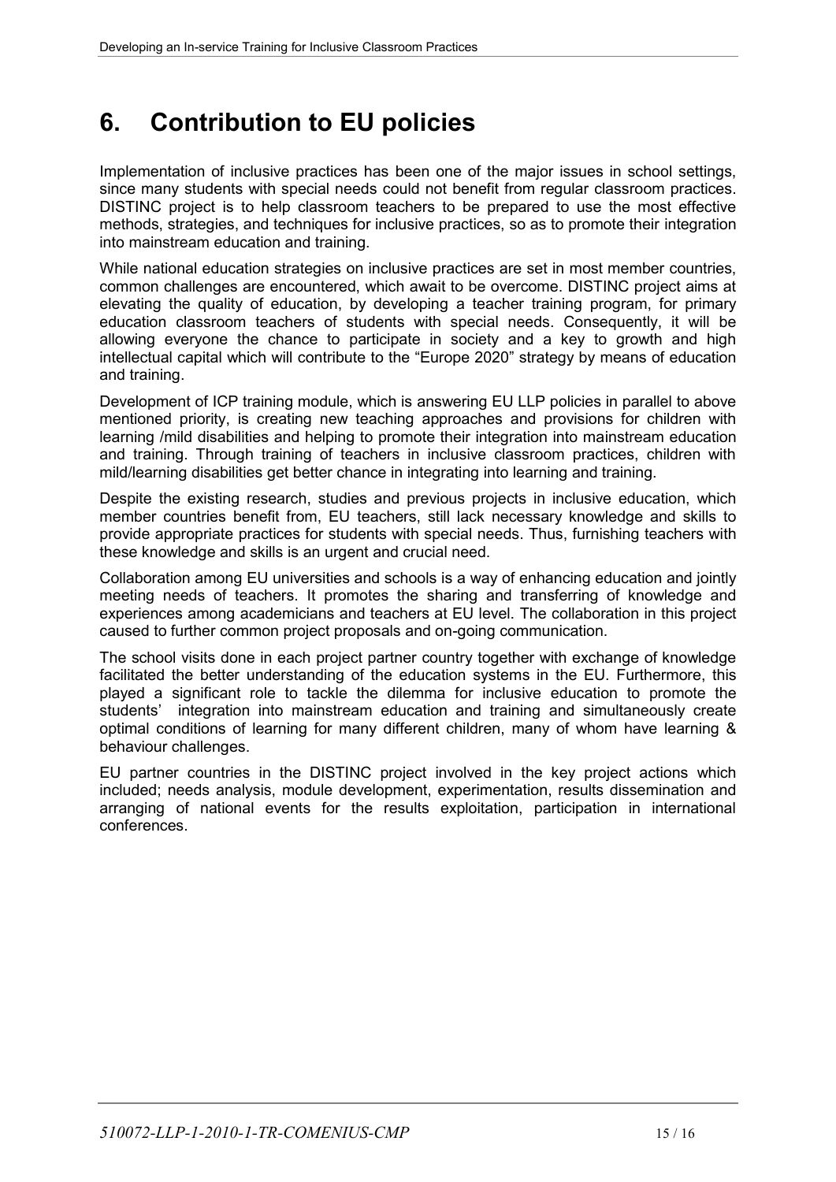# 6. Contribution to EU policies

Implementation of inclusive practices has been one of the major issues in school settings, since many students with special needs could not benefit from regular classroom practices. DISTINC project is to help classroom teachers to be prepared to use the most effective methods, strategies, and techniques for inclusive practices, so as to promote their integration into mainstream education and training.

While national education strategies on inclusive practices are set in most member countries, common challenges are encountered, which await to be overcome. DISTINC project aims at elevating the quality of education, by developing a teacher training program, for primary education classroom teachers of students with special needs. Consequently, it will be allowing everyone the chance to participate in society and a key to growth and high intellectual capital which will contribute to the "Europe 2020" strategy by means of education and training.

Development of ICP training module, which is answering EU LLP policies in parallel to above mentioned priority, is creating new teaching approaches and provisions for children with learning /mild disabilities and helping to promote their integration into mainstream education and training. Through training of teachers in inclusive classroom practices, children with mild/learning disabilities get better chance in integrating into learning and training.

Despite the existing research, studies and previous projects in inclusive education, which member countries benefit from, EU teachers, still lack necessary knowledge and skills to provide appropriate practices for students with special needs. Thus, furnishing teachers with these knowledge and skills is an urgent and crucial need.

Collaboration among EU universities and schools is a way of enhancing education and jointly meeting needs of teachers. It promotes the sharing and transferring of knowledge and experiences among academicians and teachers at EU level. The collaboration in this project caused to further common project proposals and on-going communication.

The school visits done in each project partner country together with exchange of knowledge facilitated the better understanding of the education systems in the EU. Furthermore, this played a significant role to tackle the dilemma for inclusive education to promote the students' integration into mainstream education and training and simultaneously create optimal conditions of learning for many different children, many of whom have learning & behaviour challenges.

EU partner countries in the DISTINC project involved in the key project actions which included; needs analysis, module development, experimentation, results dissemination and arranging of national events for the results exploitation, participation in international conferences.